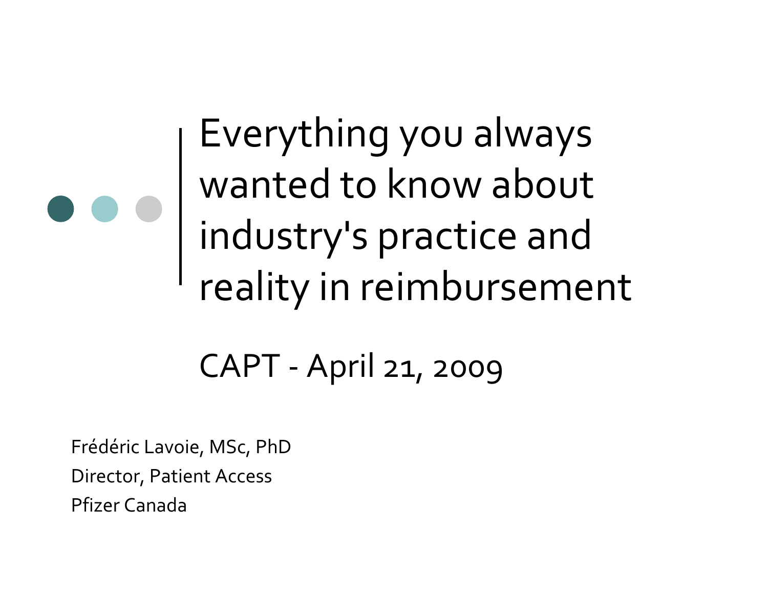# Everything you always wanted to know about industry's practice and reality in reimbursement

CAPT - April 21, 2009

Frédéric Lavoie, MSc, PhD

Director, Patient Access

Pfizer Canada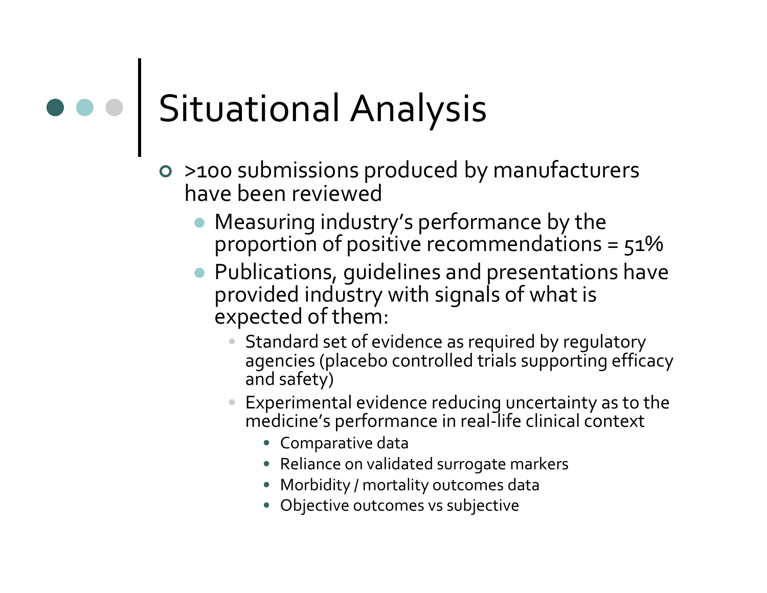# Situational Analysis

- >100 submissions produced by manufacturers have been reviewed
  - Measuring industry's performance by the proportion of positive recommendations = 51%
  - Publications, guidelines and presentations have provided industry with signals of what is expected of them:
    - Standard set of evidence as required by regulatory agencies (placebo controlled trials supporting efficacy and safety)
    - Experimental evidence reducing uncertainty as to the medicine's performance in real-life clinical context
      - Comparative data
      - Reliance on validated surrogate markers
      - Morbidity / mortality outcomes data
      - Objective outcomes vs subjective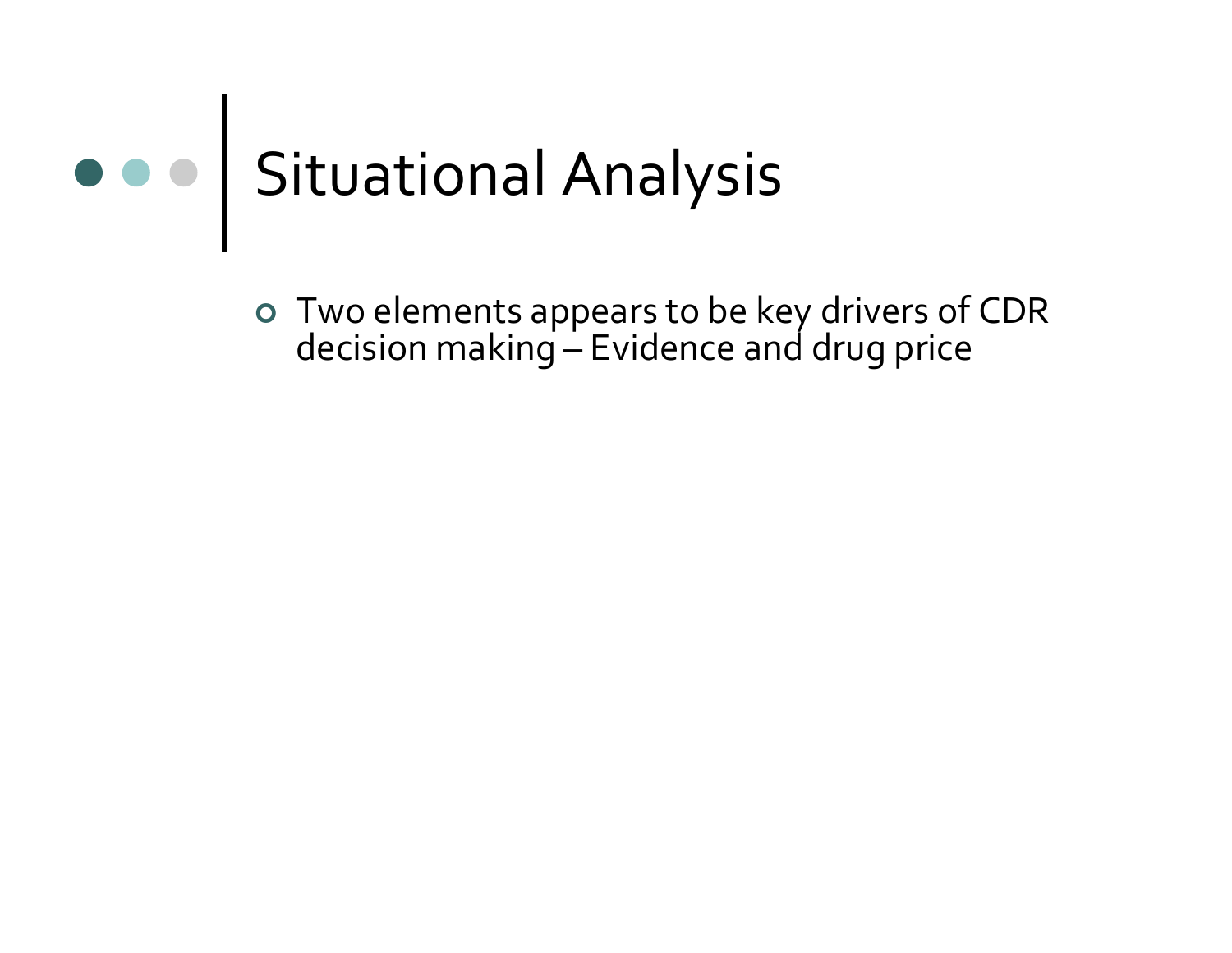# Situational Analysis

- Two elements appears to be key drivers of CDR decision making – Evidence and drug price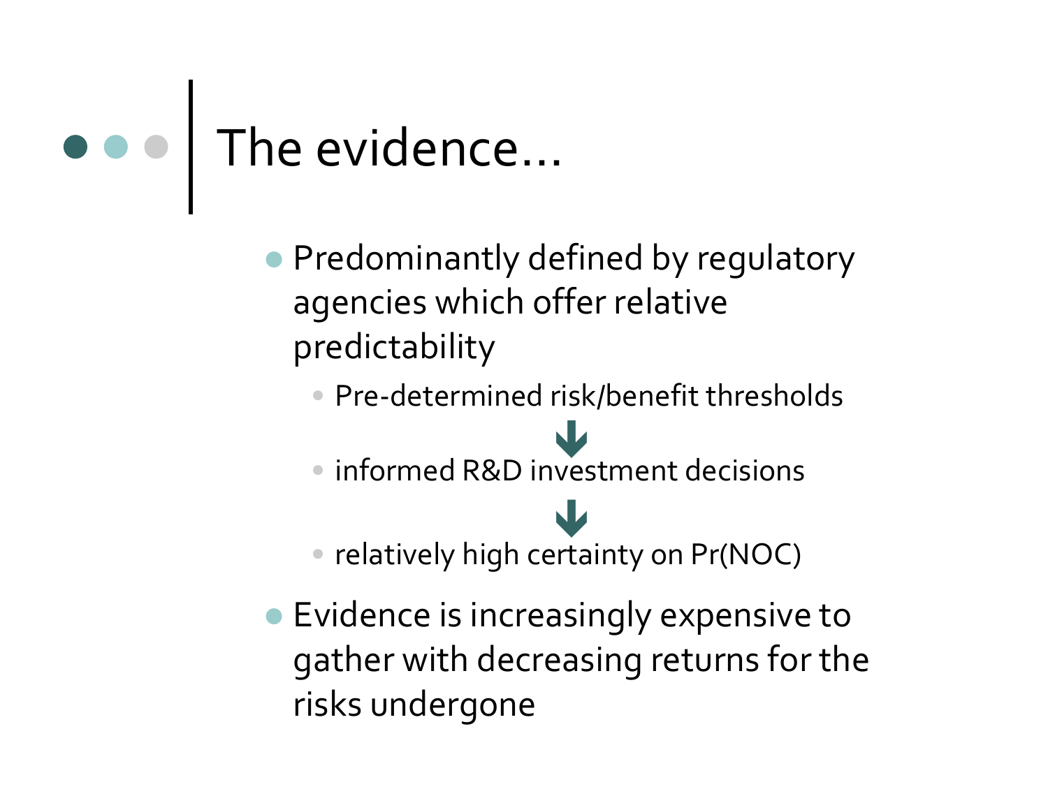# The evidence…

- Predominantly defined by regulatory agencies which offer relative predictability
  - Pre-determined risk/benefit thresholds
  
    ↓
  - informed R&D investment decisions
  
    ↓
  - relatively high certainty on Pr(NOC)
- Evidence is increasingly expensive to gather with decreasing returns for the risks undergone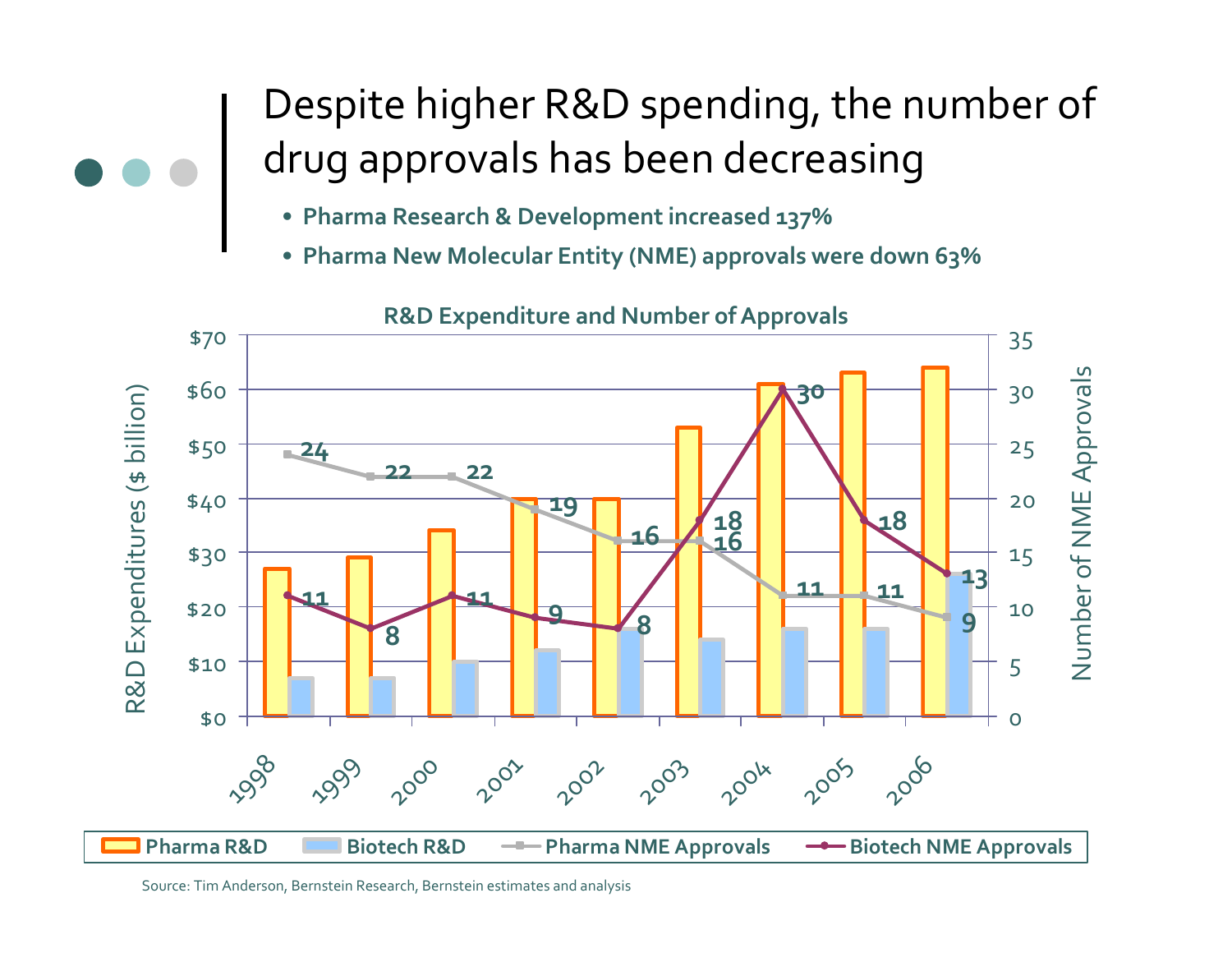# Despite higher R&D spending, the number of drug approvals has been decreasing

- Pharma Research & Development increased 137%
- Pharma New Molecular Entity (NME) approvals were down 63%

**R&D Expenditure and Number of Approvals**

| Year | Pharma R&D ($ billion) | Biotech R&D ($ billion) | Pharma NME Approvals | Biotech NME Approvals |
|---|---|---|---|---|
| 1998 | 27 | 7 | 24 | 11 |
| 1999 | 29 | 7 | 22 | 8 |
| 2000 | 34 | 10 | 22 | 11 |
| 2001 | 40 | 12 | 19 | 9 |
| 2002 | 40 | 16 | 16 | 8 |
| 2003 | 53 | 14 | 16 | 18 |
| 2004 | 61 | 16 | 11 | 30 |
| 2005 | 63 | 16 | 11 | 18 |
| 2006 | 64 | 26 | 9 | 13 |

Source: Tim Anderson, Bernstein Research, Bernstein estimates and analysis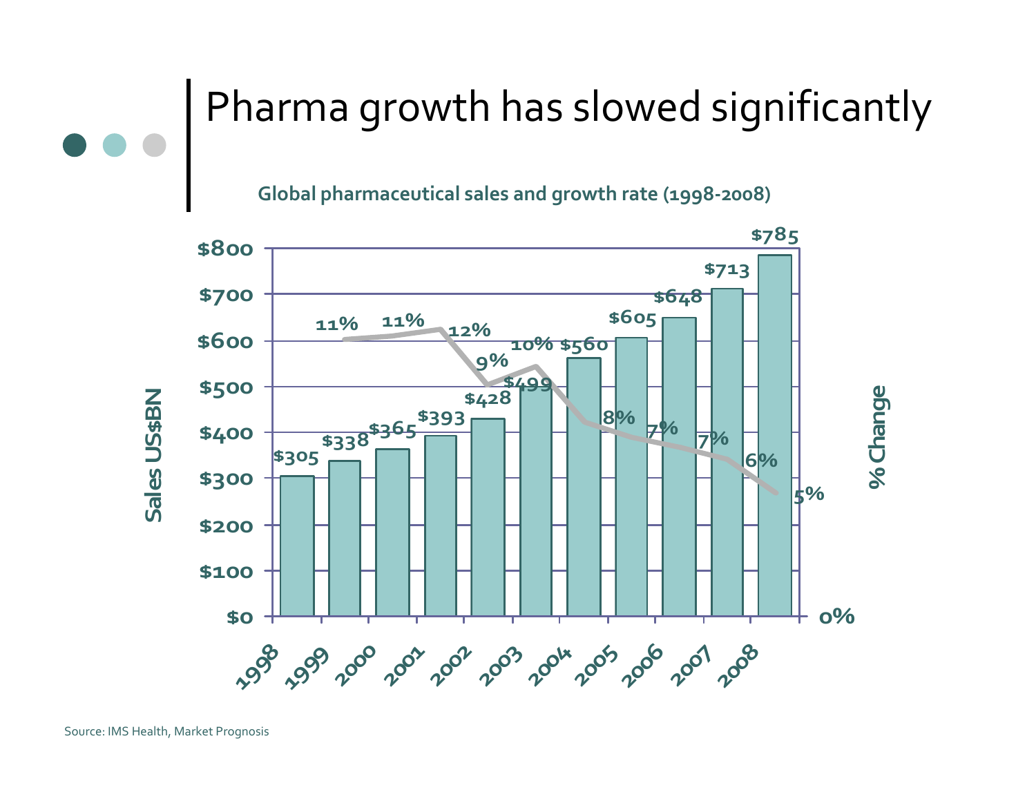# Pharma growth has slowed significantly

**Global pharmaceutical sales and growth rate (1998-2008)**

| Year | Sales US$BN | % Change |
|---|---|---|
| 1998 | $305 | |
| 1999 | $338 | 11% |
| 2000 | $365 | 11% |
| 2001 | $393 | 12% |
| 2002 | $428 | 9% |
| 2003 | $499 | 10% |
| 2004 | $560 | 8% |
| 2005 | $605 | 7% |
| 2006 | $648 | 7% |
| 2007 | $713 | 6% |
| 2008 | $785 | 5% |

Source: IMS Health, Market Prognosis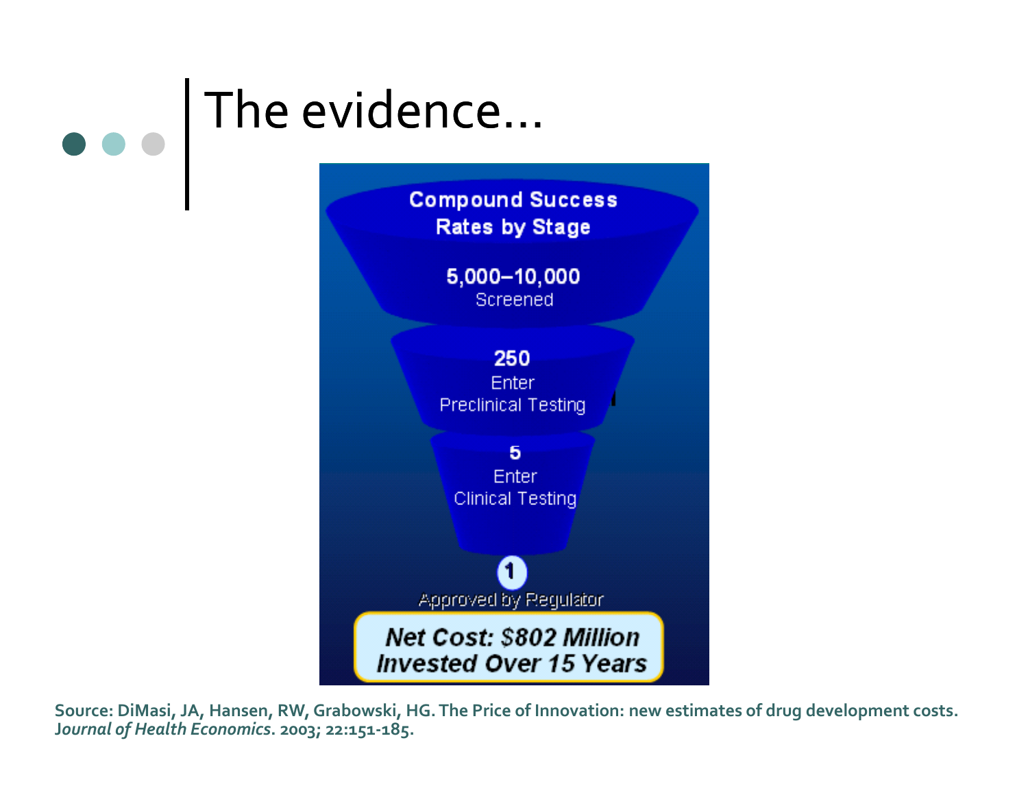# The evidence…

**Compound Success Rates by Stage**

**5,000–10,000**
Screened

**250**
Enter
Preclinical Testing

**5**
Enter
Clinical Testing

**1**
Approved by Regulator

***Net Cost: $802 Million Invested Over 15 Years***

**Source: DiMasi, JA, Hansen, RW, Grabowski, HG. The Price of Innovation: new estimates of drug development costs. J*ournal of Health Economics*. 2003; 22:151-185.**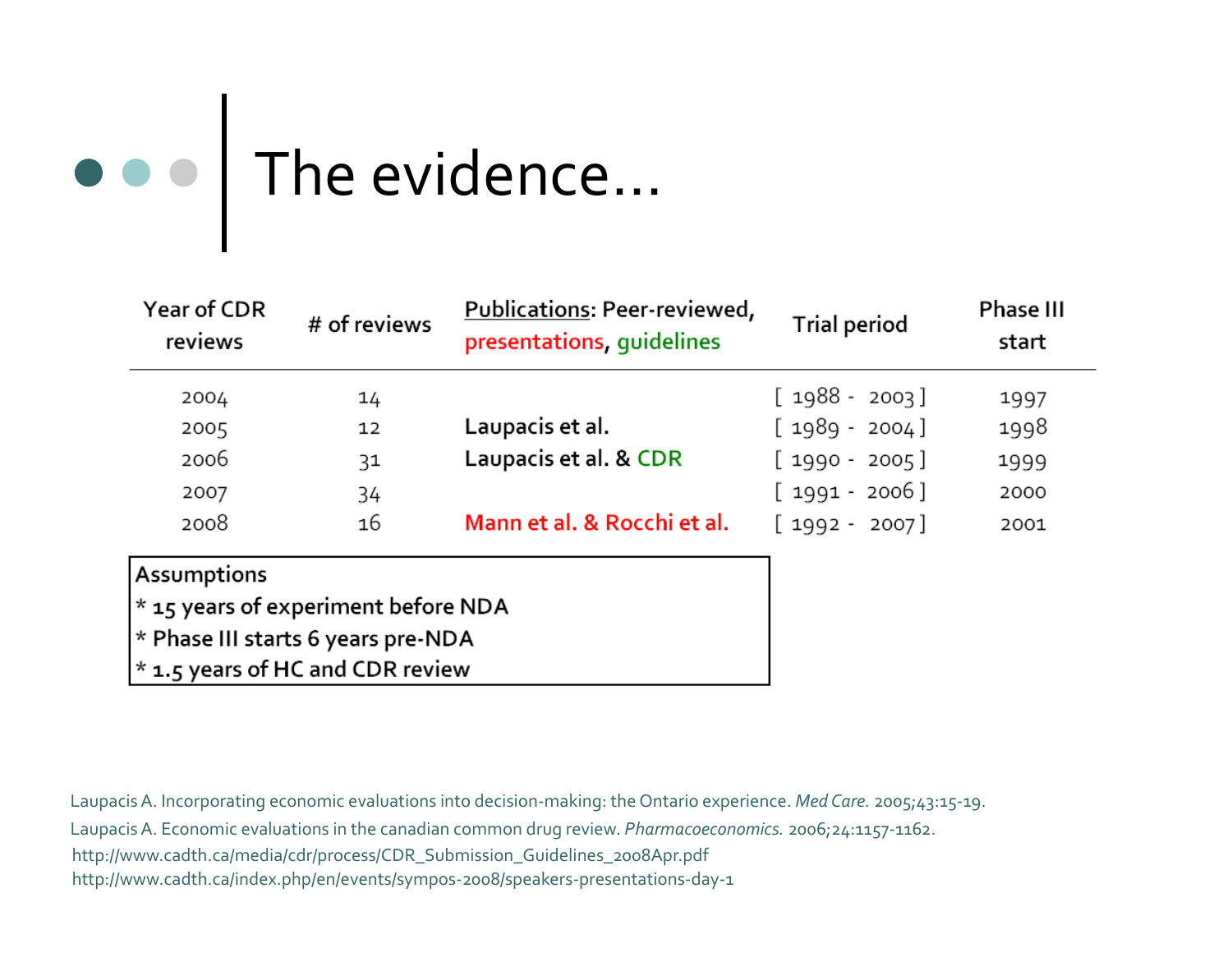# The evidence...

| Year of CDR reviews | # of reviews | Publications: Peer-reviewed, presentations, guidelines | Trial period | Phase III start |
|---|---|---|---|---|
| 2004 | 14 | | [ 1988 - 2003 ] | 1997 |
| 2005 | 12 | Laupacis et al. | [ 1989 - 2004 ] | 1998 |
| 2006 | 31 | Laupacis et al. & CDR | [ 1990 - 2005 ] | 1999 |
| 2007 | 34 | | [ 1991 - 2006 ] | 2000 |
| 2008 | 16 | Mann et al. & Rocchi et al. | [ 1992 - 2007 ] | 2001 |

**Assumptions**

* 15 years of experiment before NDA
* Phase III starts 6 years pre-NDA
* 1.5 years of HC and CDR review

Laupacis A. Incorporating economic evaluations into decision-making: the Ontario experience. *Med Care.* 2005;43:15-19.

Laupacis A. Economic evaluations in the canadian common drug review. *Pharmacoeconomics.* 2006;24:1157-1162.

http://www.cadth.ca/media/cdr/process/CDR_Submission_Guidelines_2008Apr.pdf

http://www.cadth.ca/index.php/en/events/sympos-2008/speakers-presentations-day-1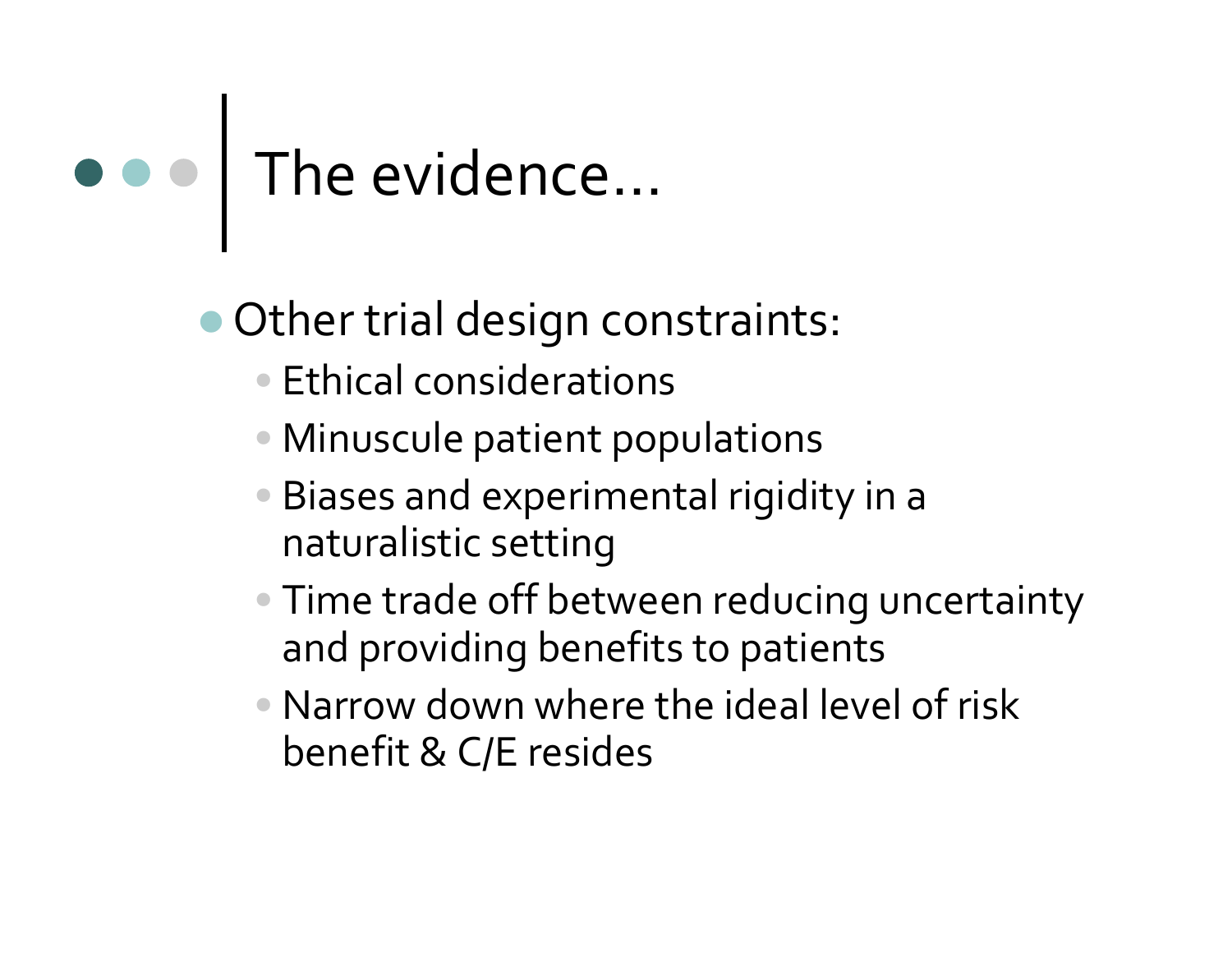# The evidence…

- Other trial design constraints:
  - Ethical considerations
  - Minuscule patient populations
  - Biases and experimental rigidity in a naturalistic setting
  - Time trade off between reducing uncertainty and providing benefits to patients
  - Narrow down where the ideal level of risk benefit & C/E resides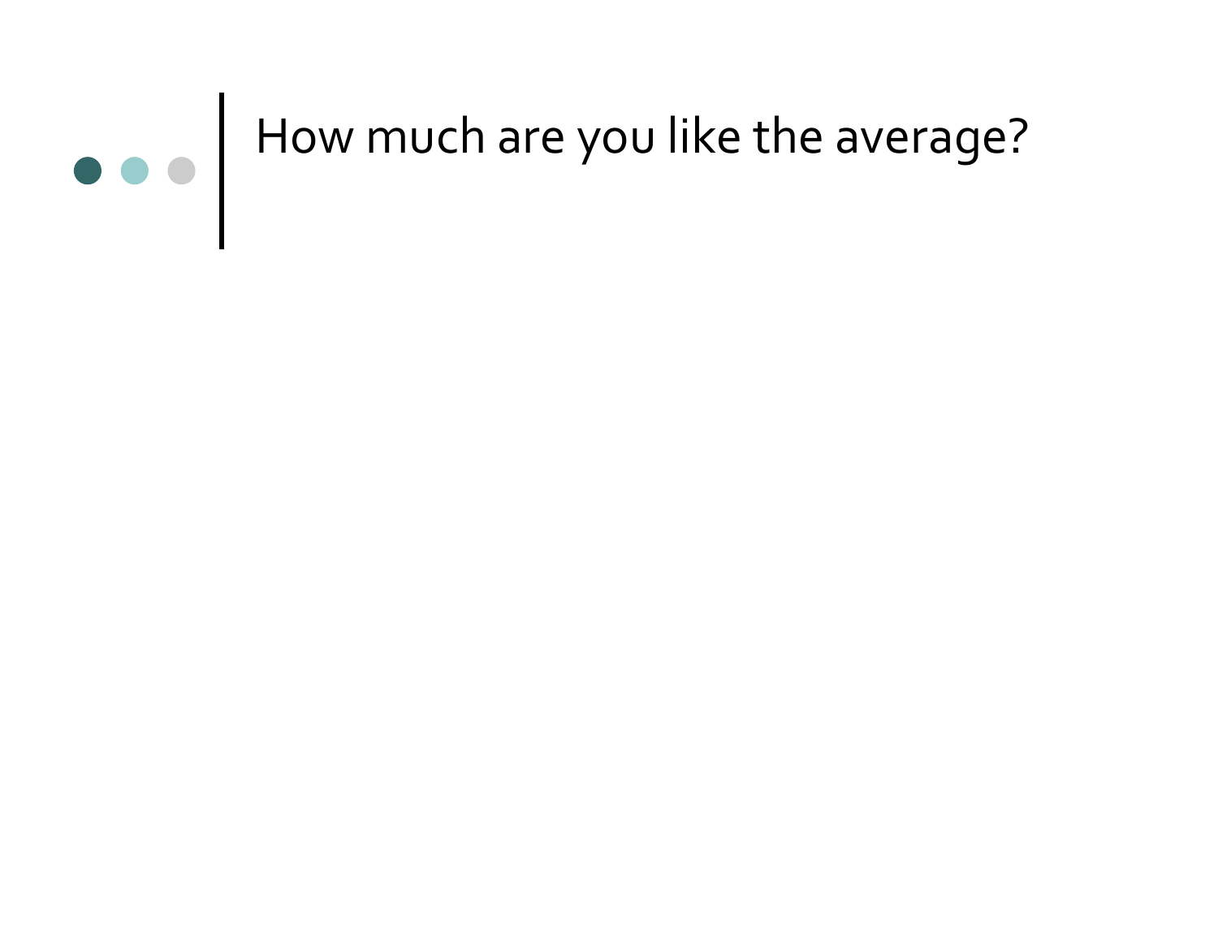# How much are you like the average?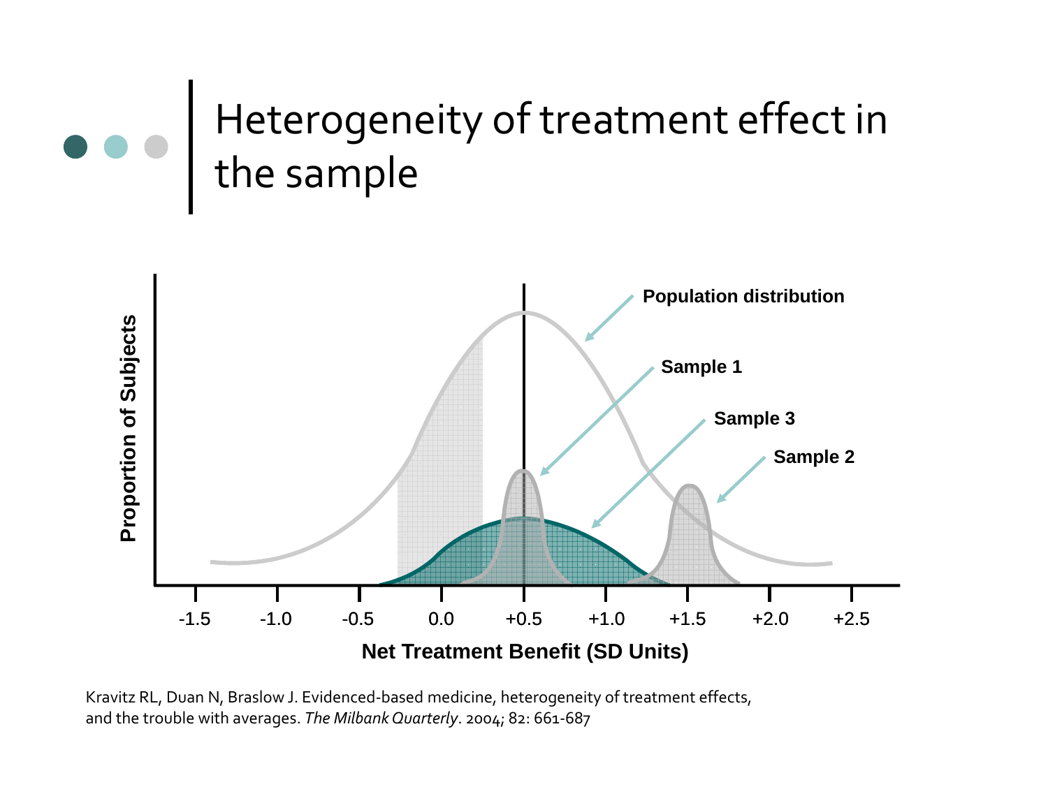# Heterogeneity of treatment effect in the sample

Population distribution

Sample 1

Sample 3

Sample 2

Proportion of Subjects

-1.5 -1.0 -0.5 0.0 +0.5 +1.0 +1.5 +2.0 +2.5

Net Treatment Benefit (SD Units)

Kravitz RL, Duan N, Braslow J. Evidenced-based medicine, heterogeneity of treatment effects, and the trouble with averages. *The Milbank Quarterly*. 2004; 82: 661-687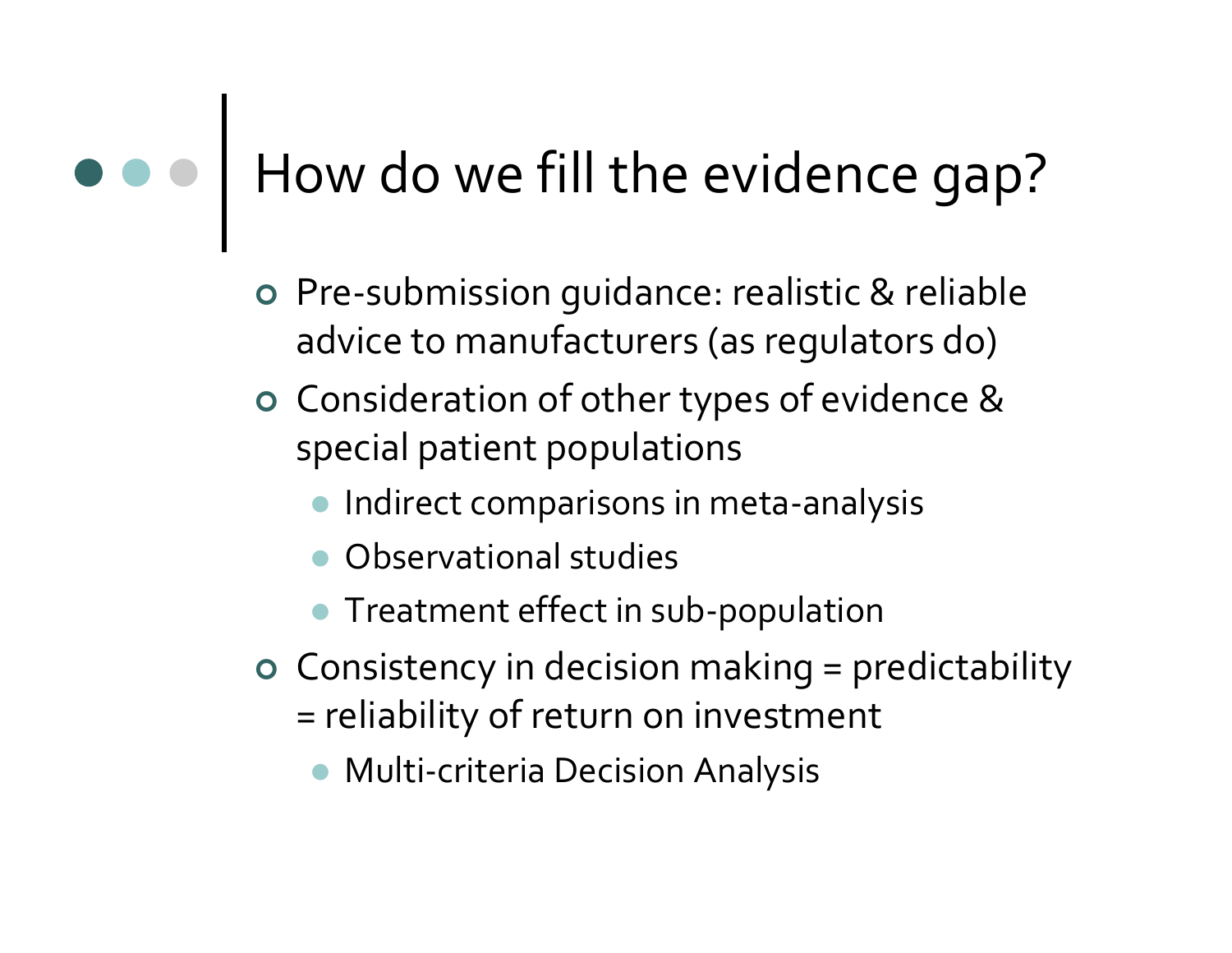# How do we fill the evidence gap?

- Pre-submission guidance: realistic & reliable advice to manufacturers (as regulators do)
- Consideration of other types of evidence & special patient populations
  - Indirect comparisons in meta-analysis
  - Observational studies
  - Treatment effect in sub-population
- Consistency in decision making = predictability = reliability of return on investment
  - Multi-criteria Decision Analysis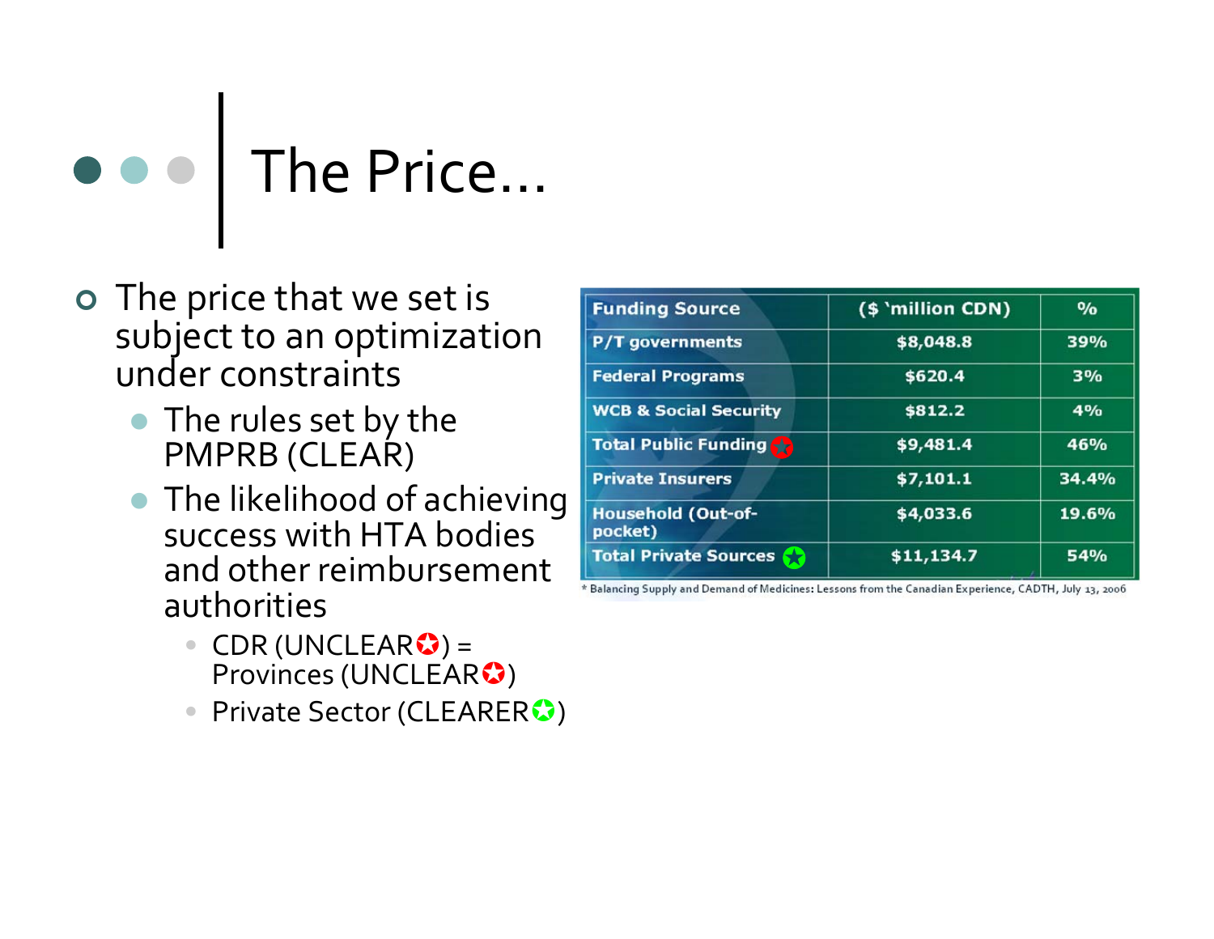# The Price…

- The price that we set is subject to an optimization under constraints
  - The rules set by the PMPRB (CLEAR)
  - The likelihood of achieving success with HTA bodies and other reimbursement authorities
    - CDR (UNCLEAR) = Provinces (UNCLEAR)
    - Private Sector (CLEARER)

| Funding Source | ($ 'million CDN) | % |
|---|---|---|
| P/T governments | $8,048.8 | 39% |
| Federal Programs | $620.4 | 3% |
| WCB & Social Security | $812.2 | 4% |
| Total Public Funding | $9,481.4 | 46% |
| Private Insurers | $7,101.1 | 34.4% |
| Household (Out-of-pocket) | $4,033.6 | 19.6% |
| Total Private Sources | $11,134.7 | 54% |

* Balancing Supply and Demand of Medicines: Lessons from the Canadian Experience, CADTH, July 13, 2006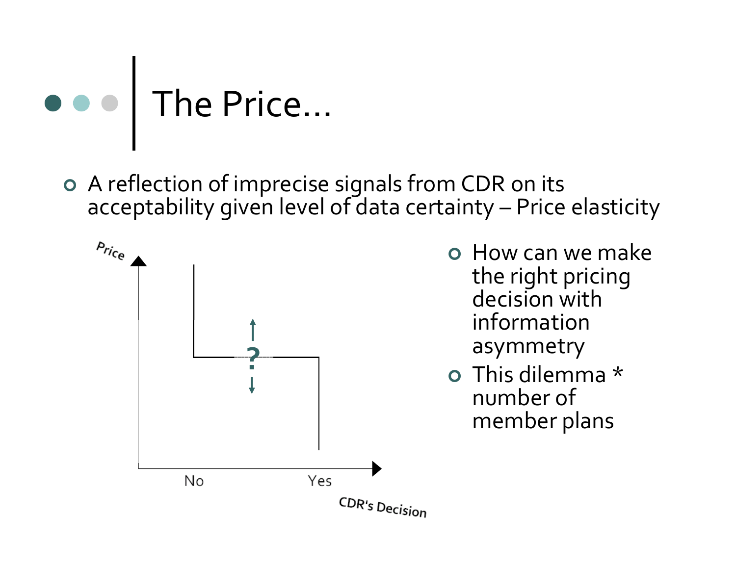# The Price…

- A reflection of imprecise signals from CDR on its acceptability given level of data certainty – Price elasticity

Price

?

No    Yes

CDR's Decision

- How can we make the right pricing decision with information asymmetry
- This dilemma * number of member plans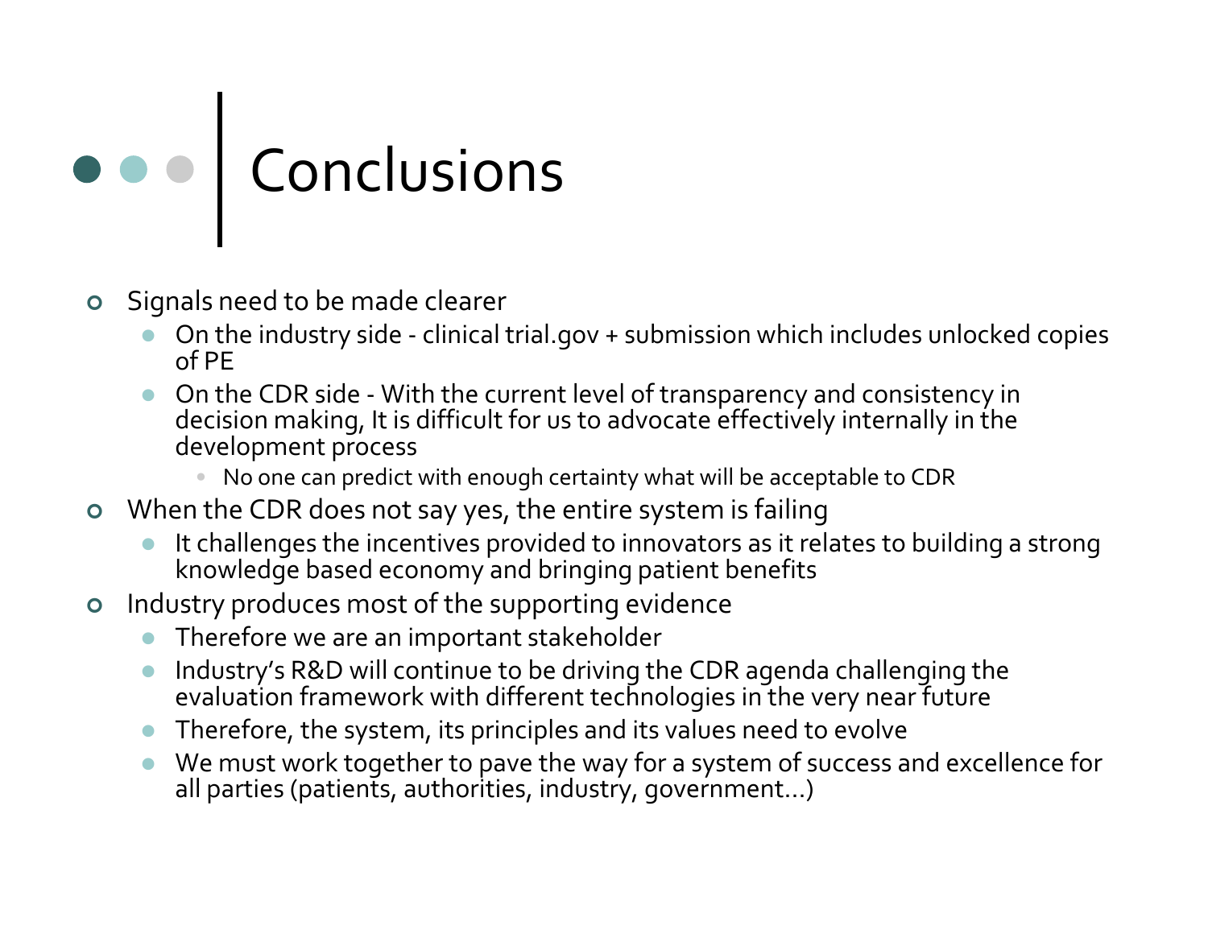# Conclusions

- Signals need to be made clearer
  - On the industry side - clinical trial.gov + submission which includes unlocked copies of PE
  - On the CDR side - With the current level of transparency and consistency in decision making, It is difficult for us to advocate effectively internally in the development process
    - No one can predict with enough certainty what will be acceptable to CDR
- When the CDR does not say yes, the entire system is failing
  - It challenges the incentives provided to innovators as it relates to building a strong knowledge based economy and bringing patient benefits
- Industry produces most of the supporting evidence
  - Therefore we are an important stakeholder
  - Industry's R&D will continue to be driving the CDR agenda challenging the evaluation framework with different technologies in the very near future
  - Therefore, the system, its principles and its values need to evolve
  - We must work together to pave the way for a system of success and excellence for all parties (patients, authorities, industry, government…)